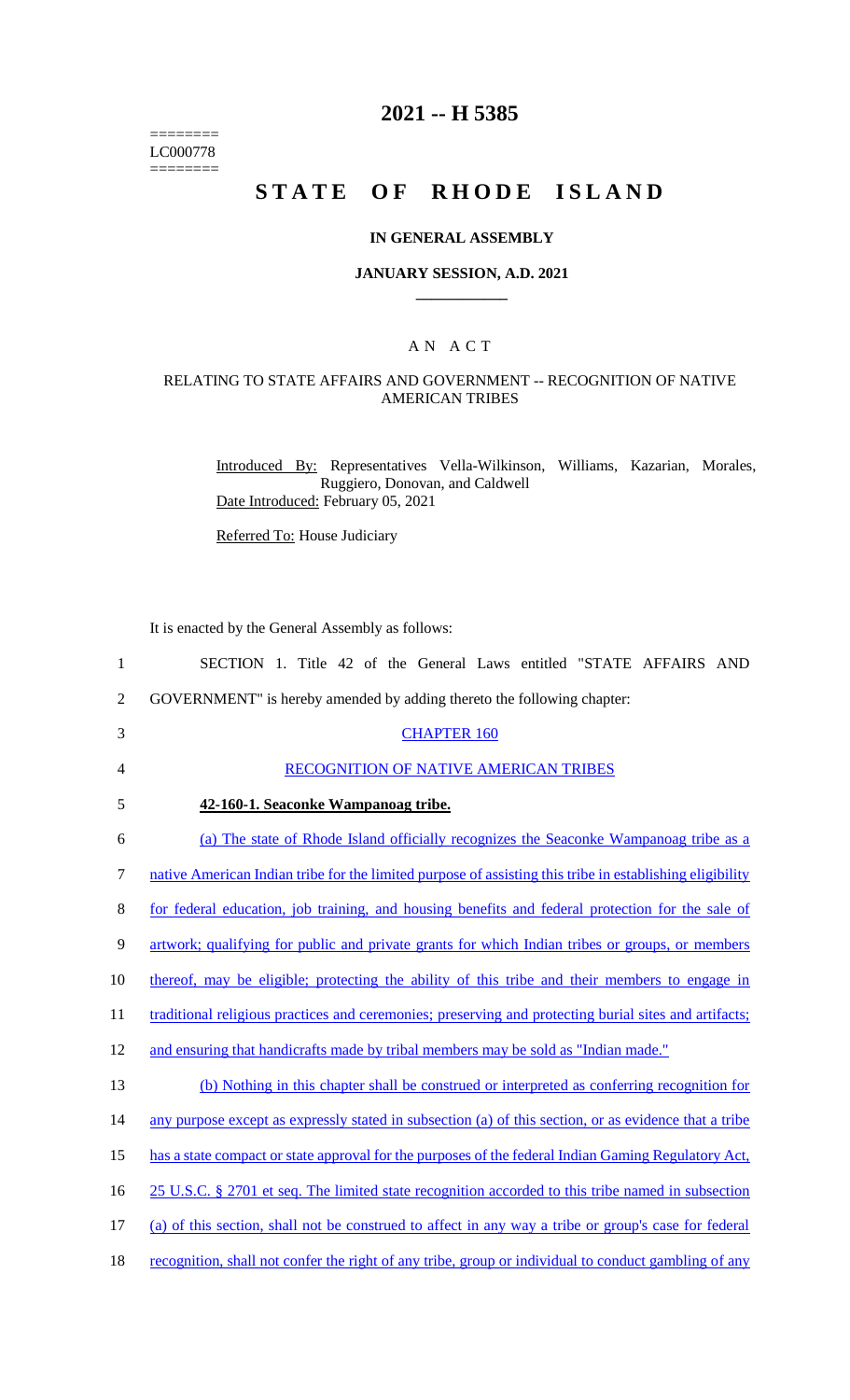========
LC000778
========

# 2021 -- H 5385

# STATE OF RHODE ISLAND

## IN GENERAL ASSEMBLY

### JANUARY SESSION, A.D. 2021

## A N A C T

### RELATING TO STATE AFFAIRS AND GOVERNMENT -- RECOGNITION OF NATIVE AMERICAN TRIBES

Introduced By: Representatives Vella-Wilkinson, Williams, Kazarian, Morales, Ruggiero, Donovan, and Caldwell

Date Introduced: February 05, 2021

Referred To: House Judiciary

It is enacted by the General Assembly as follows:

1 SECTION 1. Title 42 of the General Laws entitled "STATE AFFAIRS AND
2 GOVERNMENT" is hereby amended by adding thereto the following chapter:

3 CHAPTER 160

4 RECOGNITION OF NATIVE AMERICAN TRIBES

5 **42-160-1. Seaconke Wampanoag tribe.**

6 (a) The state of Rhode Island officially recognizes the Seaconke Wampanoag tribe as a
7 native American Indian tribe for the limited purpose of assisting this tribe in establishing eligibility
8 for federal education, job training, and housing benefits and federal protection for the sale of
9 artwork; qualifying for public and private grants for which Indian tribes or groups, or members
10 thereof, may be eligible; protecting the ability of this tribe and their members to engage in
11 traditional religious practices and ceremonies; preserving and protecting burial sites and artifacts;
12 and ensuring that handicrafts made by tribal members may be sold as "Indian made."

13 (b) Nothing in this chapter shall be construed or interpreted as conferring recognition for
14 any purpose except as expressly stated in subsection (a) of this section, or as evidence that a tribe
15 has a state compact or state approval for the purposes of the federal Indian Gaming Regulatory Act,
16 25 U.S.C. § 2701 et seq. The limited state recognition accorded to this tribe named in subsection
17 (a) of this section, shall not be construed to affect in any way a tribe or group's case for federal
18 recognition, shall not confer the right of any tribe, group or individual to conduct gambling of any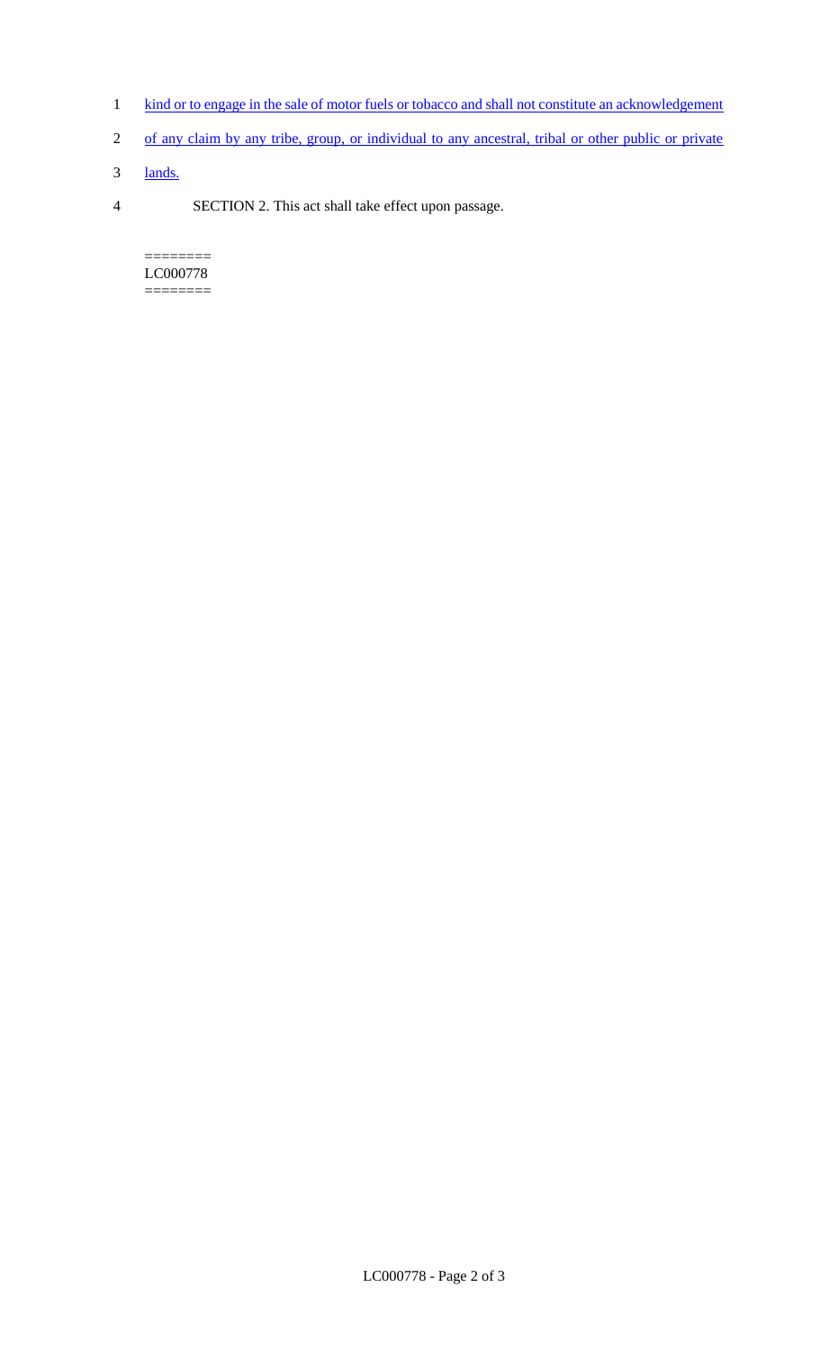kind or to engage in the sale of motor fuels or tobacco and shall not constitute an acknowledgement of any claim by any tribe, group, or individual to any ancestral, tribal or other public or private lands.

SECTION 2. This act shall take effect upon passage.

========
LC000778
========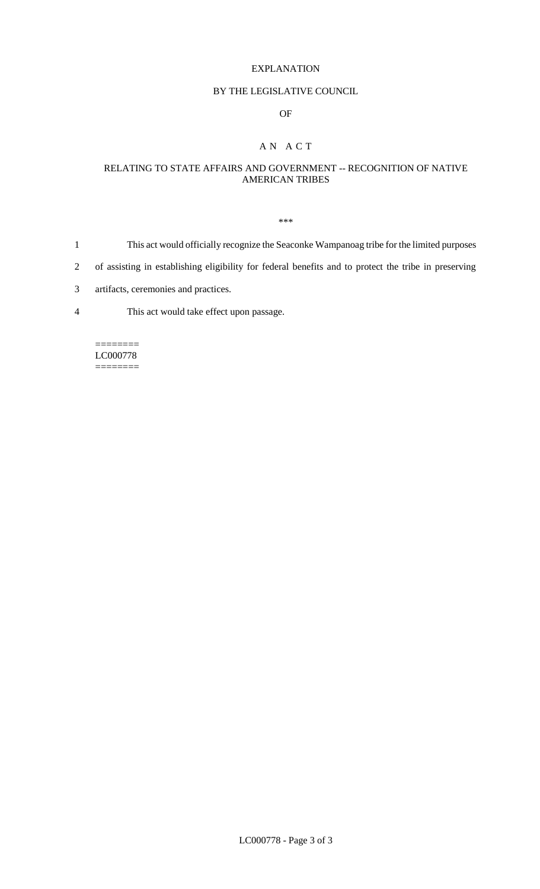EXPLANATION

BY THE LEGISLATIVE COUNCIL

OF

A N A C T

RELATING TO STATE AFFAIRS AND GOVERNMENT -- RECOGNITION OF NATIVE AMERICAN TRIBES

\*\*\*

1 This act would officially recognize the Seaconke Wampanoag tribe for the limited purposes
2 of assisting in establishing eligibility for federal benefits and to protect the tribe in preserving
3 artifacts, ceremonies and practices.
4 This act would take effect upon passage.

========
LC000778
========